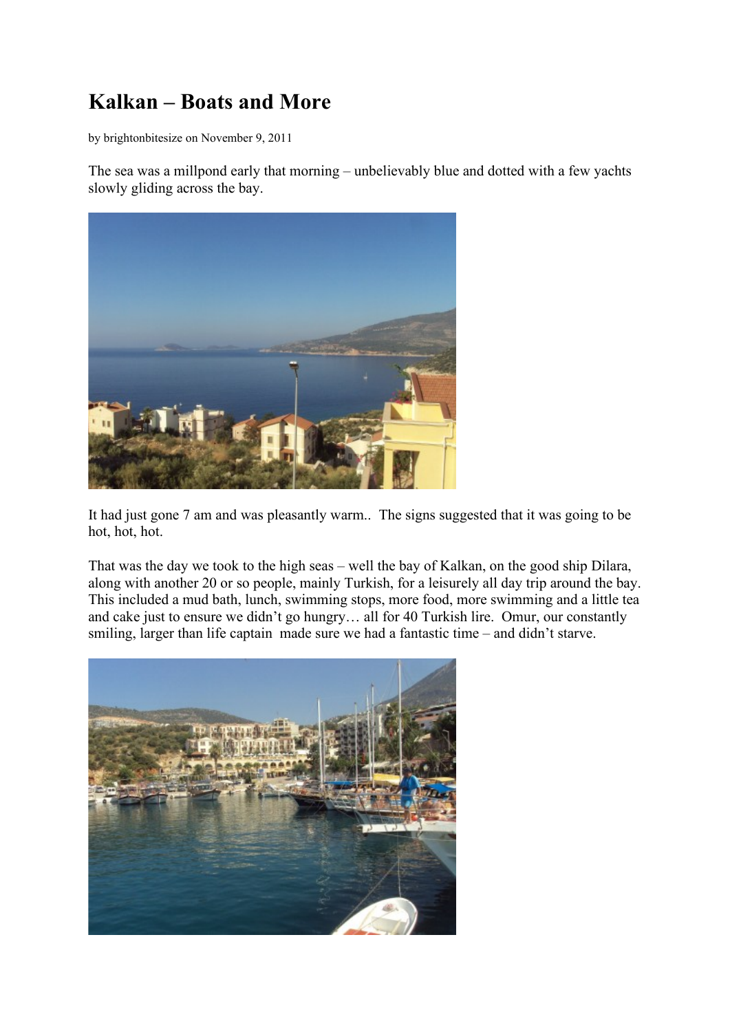# Kalkan – Boats and More

by brightonbitesize on November 9, 2011

The sea was a millpond early that morning – unbelievably blue and dotted with a few yachts slowly gliding across the bay.

It had just gone 7 am and was pleasantly warm.. The signs suggested that it was going to be hot, hot, hot.

That was the day we took to the high seas – well the bay of Kalkan, on the good ship Dilara, along with another 20 or so people, mainly Turkish, for a leisurely all day trip around the bay. This included a mud bath, lunch, swimming stops, more food, more swimming and a little tea and cake just to ensure we didn't go hungry… all for 40 Turkish lire. Omur, our constantly smiling, larger than life captain made sure we had a fantastic time – and didn't starve.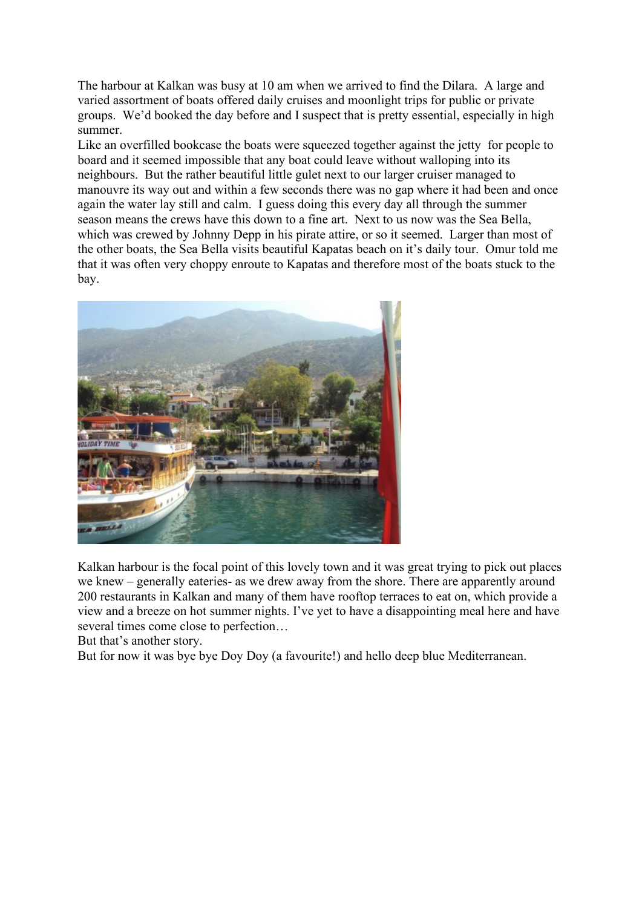The harbour at Kalkan was busy at 10 am when we arrived to find the Dilara. A large and varied assortment of boats offered daily cruises and moonlight trips for public or private groups. We'd booked the day before and I suspect that is pretty essential, especially in high summer.

Like an overfilled bookcase the boats were squeezed together against the jetty for people to board and it seemed impossible that any boat could leave without walloping into its neighbours. But the rather beautiful little gulet next to our larger cruiser managed to manouvre its way out and within a few seconds there was no gap where it had been and once again the water lay still and calm. I guess doing this every day all through the summer season means the crews have this down to a fine art. Next to us now was the Sea Bella, which was crewed by Johnny Depp in his pirate attire, or so it seemed. Larger than most of the other boats, the Sea Bella visits beautiful Kapatas beach on it's daily tour. Omur told me that it was often very choppy enroute to Kapatas and therefore most of the boats stuck to the bay.

Kalkan harbour is the focal point of this lovely town and it was great trying to pick out places we knew – generally eateries- as we drew away from the shore. There are apparently around 200 restaurants in Kalkan and many of them have rooftop terraces to eat on, which provide a view and a breeze on hot summer nights. I've yet to have a disappointing meal here and have several times come close to perfection…

But that's another story.

But for now it was bye bye Doy Doy (a favourite!) and hello deep blue Mediterranean.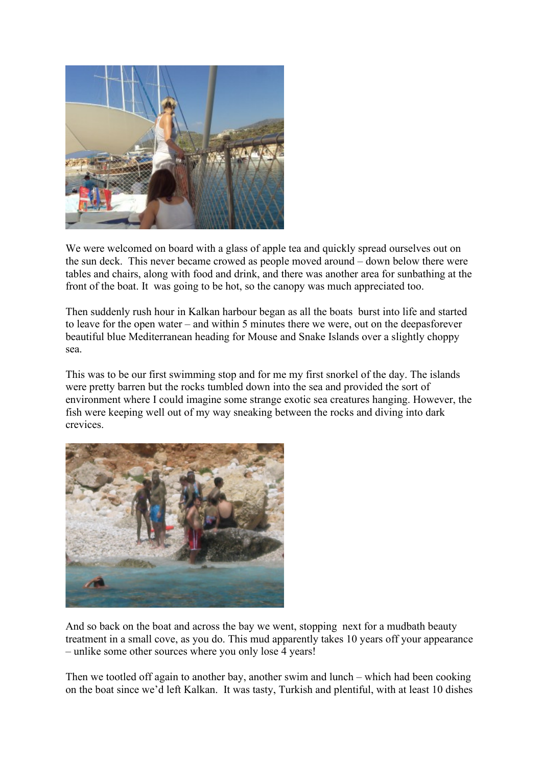We were welcomed on board with a glass of apple tea and quickly spread ourselves out on the sun deck. This never became crowed as people moved around – down below there were tables and chairs, along with food and drink, and there was another area for sunbathing at the front of the boat. It was going to be hot, so the canopy was much appreciated too.

Then suddenly rush hour in Kalkan harbour began as all the boats burst into life and started to leave for the open water – and within 5 minutes there we were, out on the deepasforever beautiful blue Mediterranean heading for Mouse and Snake Islands over a slightly choppy sea.

This was to be our first swimming stop and for me my first snorkel of the day. The islands were pretty barren but the rocks tumbled down into the sea and provided the sort of environment where I could imagine some strange exotic sea creatures hanging. However, the fish were keeping well out of my way sneaking between the rocks and diving into dark crevices.

And so back on the boat and across the bay we went, stopping next for a mudbath beauty treatment in a small cove, as you do. This mud apparently takes 10 years off your appearance – unlike some other sources where you only lose 4 years!

Then we tootled off again to another bay, another swim and lunch – which had been cooking on the boat since we'd left Kalkan. It was tasty, Turkish and plentiful, with at least 10 dishes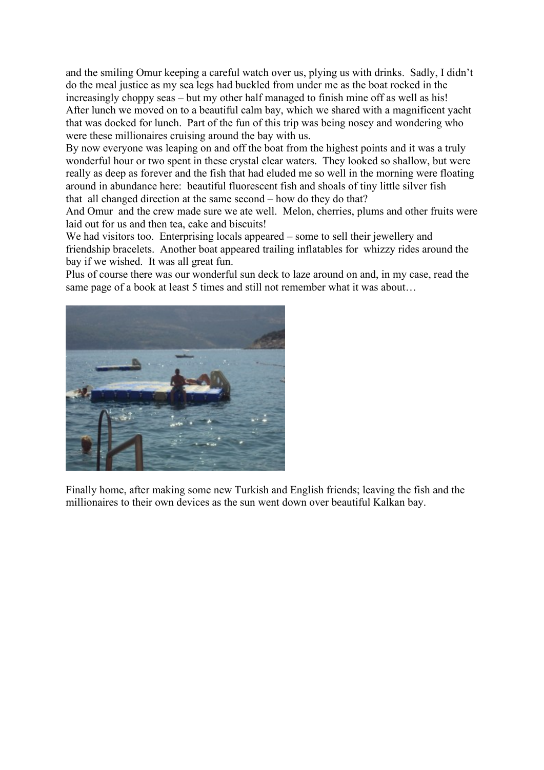and the smiling Omur keeping a careful watch over us, plying us with drinks. Sadly, I didn't do the meal justice as my sea legs had buckled from under me as the boat rocked in the increasingly choppy seas – but my other half managed to finish mine off as well as his!

After lunch we moved on to a beautiful calm bay, which we shared with a magnificent yacht that was docked for lunch. Part of the fun of this trip was being nosey and wondering who were these millionaires cruising around the bay with us.

By now everyone was leaping on and off the boat from the highest points and it was a truly wonderful hour or two spent in these crystal clear waters. They looked so shallow, but were really as deep as forever and the fish that had eluded me so well in the morning were floating around in abundance here: beautiful fluorescent fish and shoals of tiny little silver fish that all changed direction at the same second – how do they do that?

And Omur and the crew made sure we ate well. Melon, cherries, plums and other fruits were laid out for us and then tea, cake and biscuits!

We had visitors too. Enterprising locals appeared – some to sell their jewellery and friendship bracelets. Another boat appeared trailing inflatables for whizzy rides around the bay if we wished. It was all great fun.

Plus of course there was our wonderful sun deck to laze around on and, in my case, read the same page of a book at least 5 times and still not remember what it was about…

Finally home, after making some new Turkish and English friends; leaving the fish and the millionaires to their own devices as the sun went down over beautiful Kalkan bay.